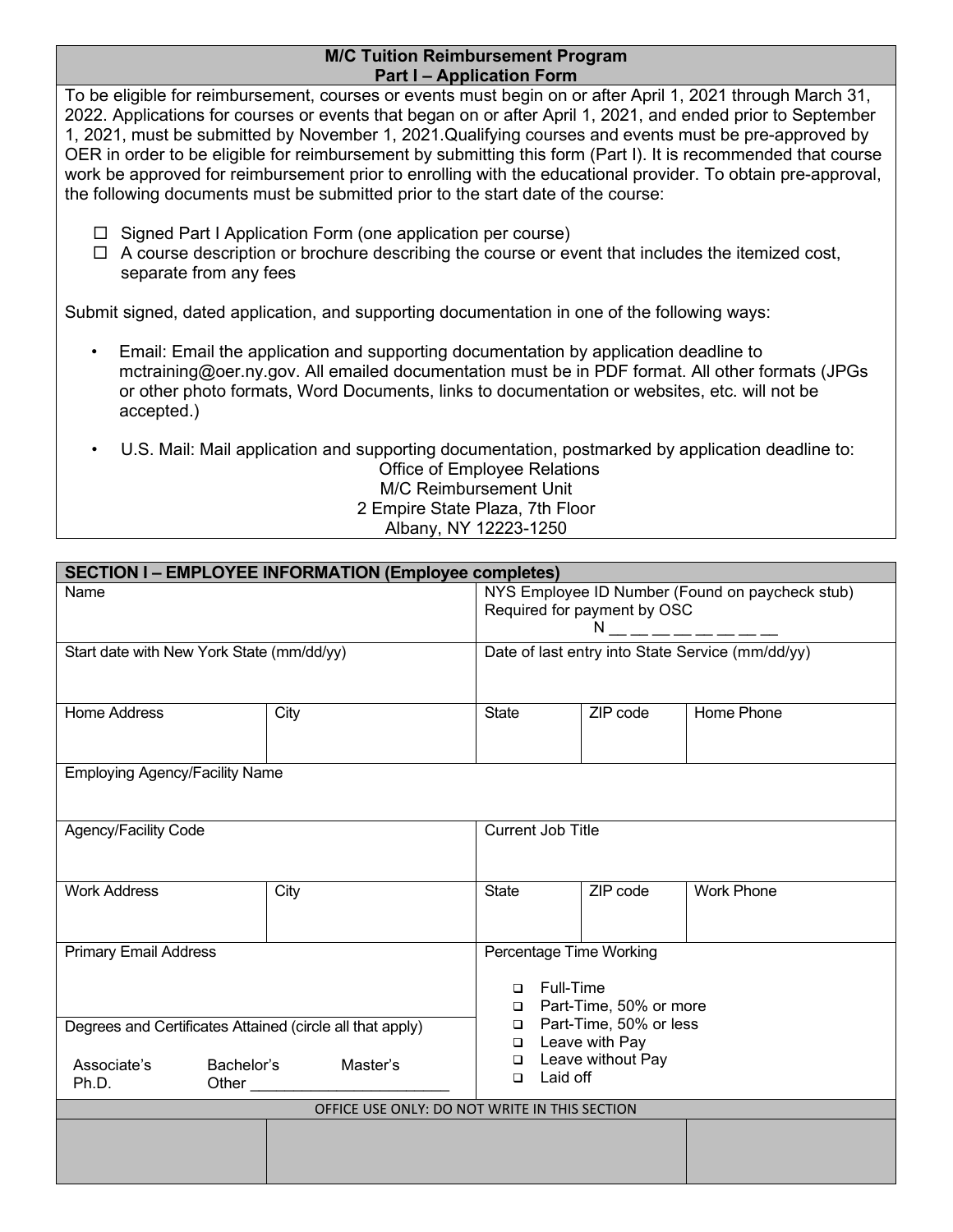## M/C Tuition Reimbursement Program
## Part I – Application Form

To be eligible for reimbursement, courses or events must begin on or after April 1, 2021 through March 31, 2022. Applications for courses or events that began on or after April 1, 2021, and ended prior to September 1, 2021, must be submitted by November 1, 2021.Qualifying courses and events must be pre-approved by OER in order to be eligible for reimbursement by submitting this form (Part I). It is recommended that course work be approved for reimbursement prior to enrolling with the educational provider. To obtain pre-approval, the following documents must be submitted prior to the start date of the course:

- ☐ Signed Part I Application Form (one application per course)
- ☐ A course description or brochure describing the course or event that includes the itemized cost, separate from any fees

Submit signed, dated application, and supporting documentation in one of the following ways:

- Email: Email the application and supporting documentation by application deadline to mctraining@oer.ny.gov. All emailed documentation must be in PDF format. All other formats (JPGs or other photo formats, Word Documents, links to documentation or websites, etc. will not be accepted.)

- U.S. Mail: Mail application and supporting documentation, postmarked by application deadline to:
  Office of Employee Relations
  M/C Reimbursement Unit
  2 Empire State Plaza, 7th Floor
  Albany, NY 12223-1250

| SECTION I – EMPLOYEE INFORMATION (Employee completes) | | | | |
|---|---|---|---|---|
| Name | | NYS Employee ID Number (Found on paycheck stub) Required for payment by OSC N __ __ __ __ __ __ __ __ | | |
| Start date with New York State (mm/dd/yy) | | Date of last entry into State Service (mm/dd/yy) | | |
| Home Address | City | State | ZIP code | Home Phone |
| Employing Agency/Facility Name | | | | |
| Agency/Facility Code | | Current Job Title | | |
| Work Address | City | State | ZIP code | Work Phone |
| Primary Email Address | | Percentage Time Working<br>❑ Full-Time<br>❑ Part-Time, 50% or more<br>❑ Part-Time, 50% or less<br>❑ Leave with Pay<br>❑ Leave without Pay<br>❑ Laid off | | |
| Degrees and Certificates Attained (circle all that apply)<br>Associate's Bachelor's Master's<br>Ph.D. Other ____________________ | | | | |
| OFFICE USE ONLY: DO NOT WRITE IN THIS SECTION | | | | |
| | | | | |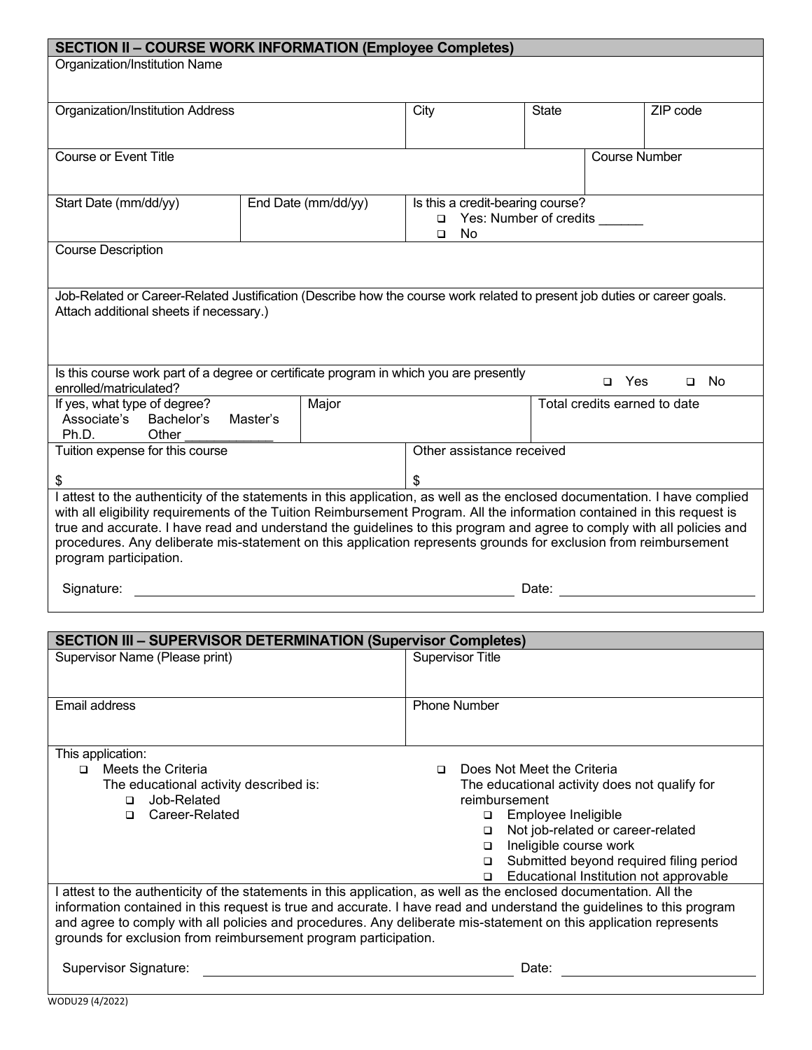## SECTION II – COURSE WORK INFORMATION (Employee Completes)

Organization/Institution Name

| Organization/Institution Address | City | State | ZIP code |
|---|---|---|---|
| | | | |

| Course or Event Title | Course Number |
|---|---|
| | |

| Start Date (mm/dd/yy) | End Date (mm/dd/yy) | Is this a credit-bearing course? |
|---|---|---|
| | | ☐ Yes: Number of credits ______<br>☐ No |

Course Description

Job-Related or Career-Related Justification (Describe how the course work related to present job duties or career goals. Attach additional sheets if necessary.)

Is this course work part of a degree or certificate program in which you are presently enrolled/matriculated? ☐ Yes ☐ No

| If yes, what type of degree? | Major | Total credits earned to date |
|---|---|---|
| Associate's Bachelor's Master's Ph.D. Other ____________ | | |

| Tuition expense for this course | Other assistance received |
|---|---|
| $ | $ |

I attest to the authenticity of the statements in this application, as well as the enclosed documentation. I have complied with all eligibility requirements of the Tuition Reimbursement Program. All the information contained in this request is true and accurate. I have read and understand the guidelines to this program and agree to comply with all policies and procedures. Any deliberate mis-statement on this application represents grounds for exclusion from reimbursement program participation.

Signature: ______________________________ Date: ______________________

## SECTION III – SUPERVISOR DETERMINATION (Supervisor Completes)

| Supervisor Name (Please print) | Supervisor Title |
|---|---|
| | |
| **Email address** | **Phone Number** |
| | |

This application:

- ☐ Meets the Criteria
  The educational activity described is:
  - ☐ Job-Related
  - ☐ Career-Related
- ☐ Does Not Meet the Criteria
  The educational activity does not qualify for reimbursement
  - ☐ Employee Ineligible
  - ☐ Not job-related or career-related
  - ☐ Ineligible course work
  - ☐ Submitted beyond required filing period
  - ☐ Educational Institution not approvable

I attest to the authenticity of the statements in this application, as well as the enclosed documentation. All the information contained in this request is true and accurate. I have read and understand the guidelines to this program and agree to comply with all policies and procedures. Any deliberate mis-statement on this application represents grounds for exclusion from reimbursement program participation.

Supervisor Signature: ______________________________ Date: ______________________

WODU29 (4/2022)